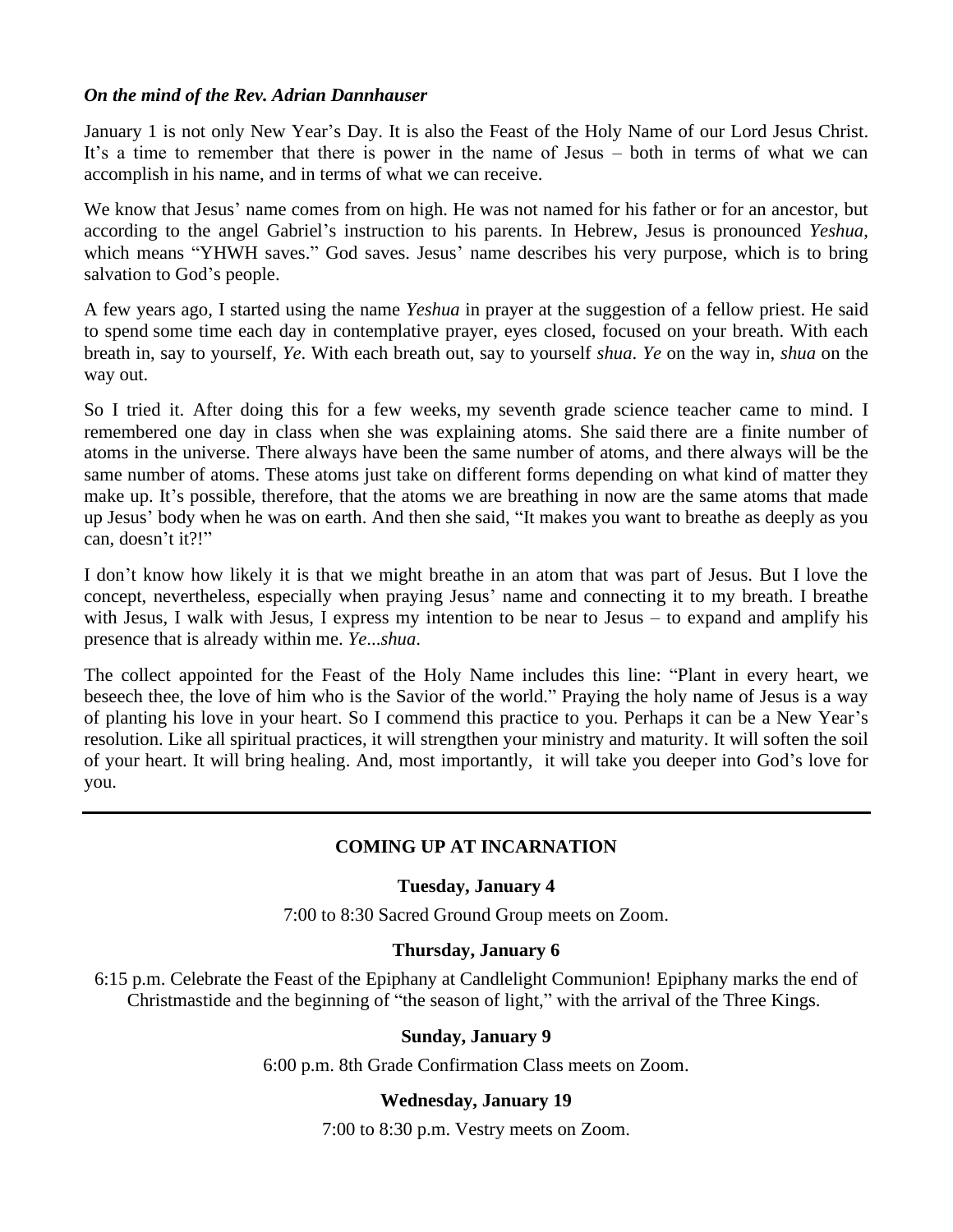***On the mind of the Rev. Adrian Dannhauser***

January 1 is not only New Year's Day. It is also the Feast of the Holy Name of our Lord Jesus Christ. It's a time to remember that there is power in the name of Jesus – both in terms of what we can accomplish in his name, and in terms of what we can receive.

We know that Jesus' name comes from on high. He was not named for his father or for an ancestor, but according to the angel Gabriel's instruction to his parents. In Hebrew, Jesus is pronounced *Yeshua*, which means "YHWH saves." God saves. Jesus' name describes his very purpose, which is to bring salvation to God's people.

A few years ago, I started using the name *Yeshua* in prayer at the suggestion of a fellow priest. He said to spend some time each day in contemplative prayer, eyes closed, focused on your breath. With each breath in, say to yourself, *Ye*. With each breath out, say to yourself *shua*. *Ye* on the way in, *shua* on the way out.

So I tried it. After doing this for a few weeks, my seventh grade science teacher came to mind. I remembered one day in class when she was explaining atoms. She said there are a finite number of atoms in the universe. There always have been the same number of atoms, and there always will be the same number of atoms. These atoms just take on different forms depending on what kind of matter they make up. It's possible, therefore, that the atoms we are breathing in now are the same atoms that made up Jesus' body when he was on earth. And then she said, "It makes you want to breathe as deeply as you can, doesn't it?!"

I don't know how likely it is that we might breathe in an atom that was part of Jesus. But I love the concept, nevertheless, especially when praying Jesus' name and connecting it to my breath. I breathe with Jesus, I walk with Jesus, I express my intention to be near to Jesus – to expand and amplify his presence that is already within me. *Ye...shua*.

The collect appointed for the Feast of the Holy Name includes this line: "Plant in every heart, we beseech thee, the love of him who is the Savior of the world." Praying the holy name of Jesus is a way of planting his love in your heart. So I commend this practice to you. Perhaps it can be a New Year's resolution. Like all spiritual practices, it will strengthen your ministry and maturity. It will soften the soil of your heart. It will bring healing. And, most importantly, it will take you deeper into God's love for you.

---

## COMING UP AT INCARNATION

**Tuesday, January 4**

7:00 to 8:30 Sacred Ground Group meets on Zoom.

**Thursday, January 6**

6:15 p.m. Celebrate the Feast of the Epiphany at Candlelight Communion! Epiphany marks the end of Christmastide and the beginning of "the season of light," with the arrival of the Three Kings.

**Sunday, January 9**

6:00 p.m. 8th Grade Confirmation Class meets on Zoom.

**Wednesday, January 19**

7:00 to 8:30 p.m. Vestry meets on Zoom.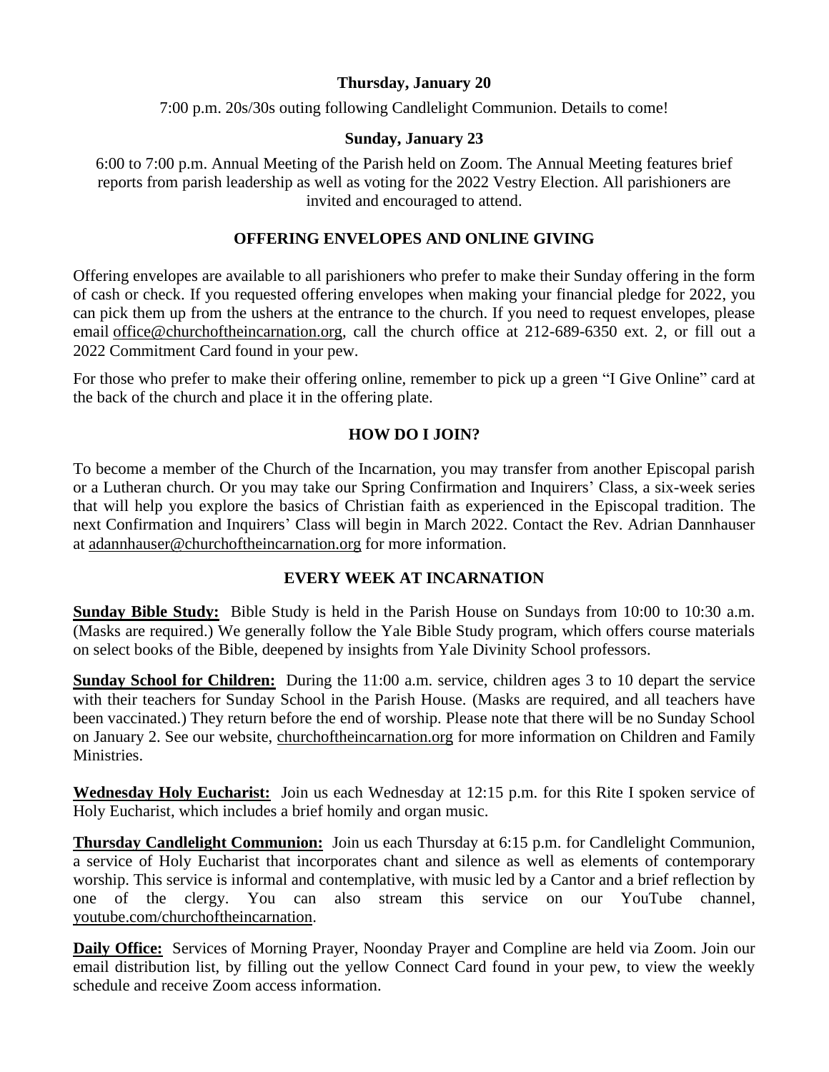**Thursday, January 20**

7:00 p.m. 20s/30s outing following Candlelight Communion. Details to come!

**Sunday, January 23**

6:00 to 7:00 p.m. Annual Meeting of the Parish held on Zoom. The Annual Meeting features brief reports from parish leadership as well as voting for the 2022 Vestry Election. All parishioners are invited and encouraged to attend.

## OFFERING ENVELOPES AND ONLINE GIVING

Offering envelopes are available to all parishioners who prefer to make their Sunday offering in the form of cash or check. If you requested offering envelopes when making your financial pledge for 2022, you can pick them up from the ushers at the entrance to the church. If you need to request envelopes, please email office@churchoftheincarnation.org, call the church office at 212-689-6350 ext. 2, or fill out a 2022 Commitment Card found in your pew.

For those who prefer to make their offering online, remember to pick up a green "I Give Online" card at the back of the church and place it in the offering plate.

## HOW DO I JOIN?

To become a member of the Church of the Incarnation, you may transfer from another Episcopal parish or a Lutheran church. Or you may take our Spring Confirmation and Inquirers' Class, a six-week series that will help you explore the basics of Christian faith as experienced in the Episcopal tradition. The next Confirmation and Inquirers' Class will begin in March 2022. Contact the Rev. Adrian Dannhauser at adannhauser@churchoftheincarnation.org for more information.

## EVERY WEEK AT INCARNATION

**Sunday Bible Study:** Bible Study is held in the Parish House on Sundays from 10:00 to 10:30 a.m. (Masks are required.) We generally follow the Yale Bible Study program, which offers course materials on select books of the Bible, deepened by insights from Yale Divinity School professors.

**Sunday School for Children:** During the 11:00 a.m. service, children ages 3 to 10 depart the service with their teachers for Sunday School in the Parish House. (Masks are required, and all teachers have been vaccinated.) They return before the end of worship. Please note that there will be no Sunday School on January 2. See our website, churchoftheincarnation.org for more information on Children and Family Ministries.

**Wednesday Holy Eucharist:** Join us each Wednesday at 12:15 p.m. for this Rite I spoken service of Holy Eucharist, which includes a brief homily and organ music.

**Thursday Candlelight Communion:** Join us each Thursday at 6:15 p.m. for Candlelight Communion, a service of Holy Eucharist that incorporates chant and silence as well as elements of contemporary worship. This service is informal and contemplative, with music led by a Cantor and a brief reflection by one of the clergy. You can also stream this service on our YouTube channel, youtube.com/churchoftheincarnation.

**Daily Office:** Services of Morning Prayer, Noonday Prayer and Compline are held via Zoom. Join our email distribution list, by filling out the yellow Connect Card found in your pew, to view the weekly schedule and receive Zoom access information.